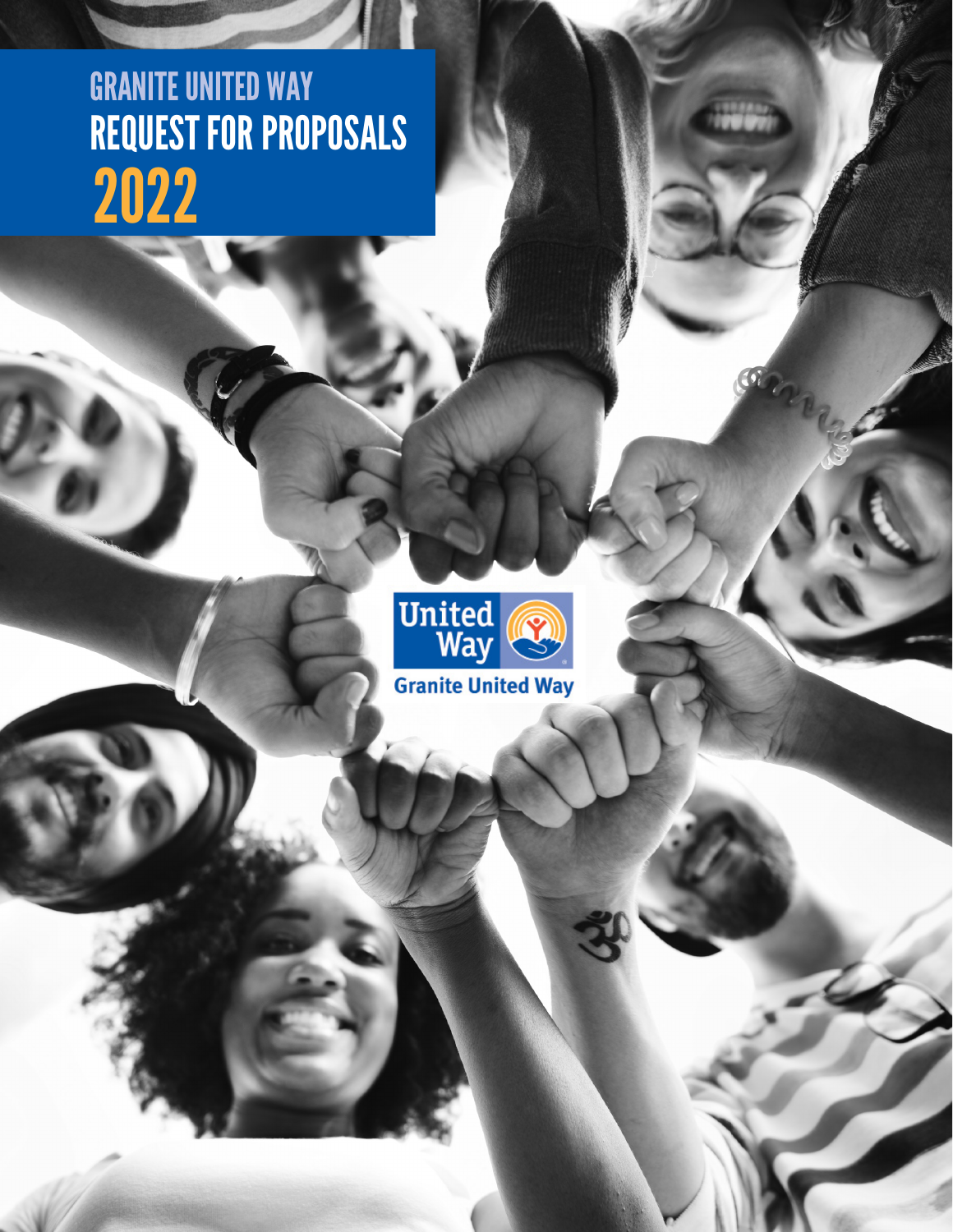# GRANITE UNITED WAY
# REQUEST FOR PROPOSALS
# 2022

United Way

Granite United Way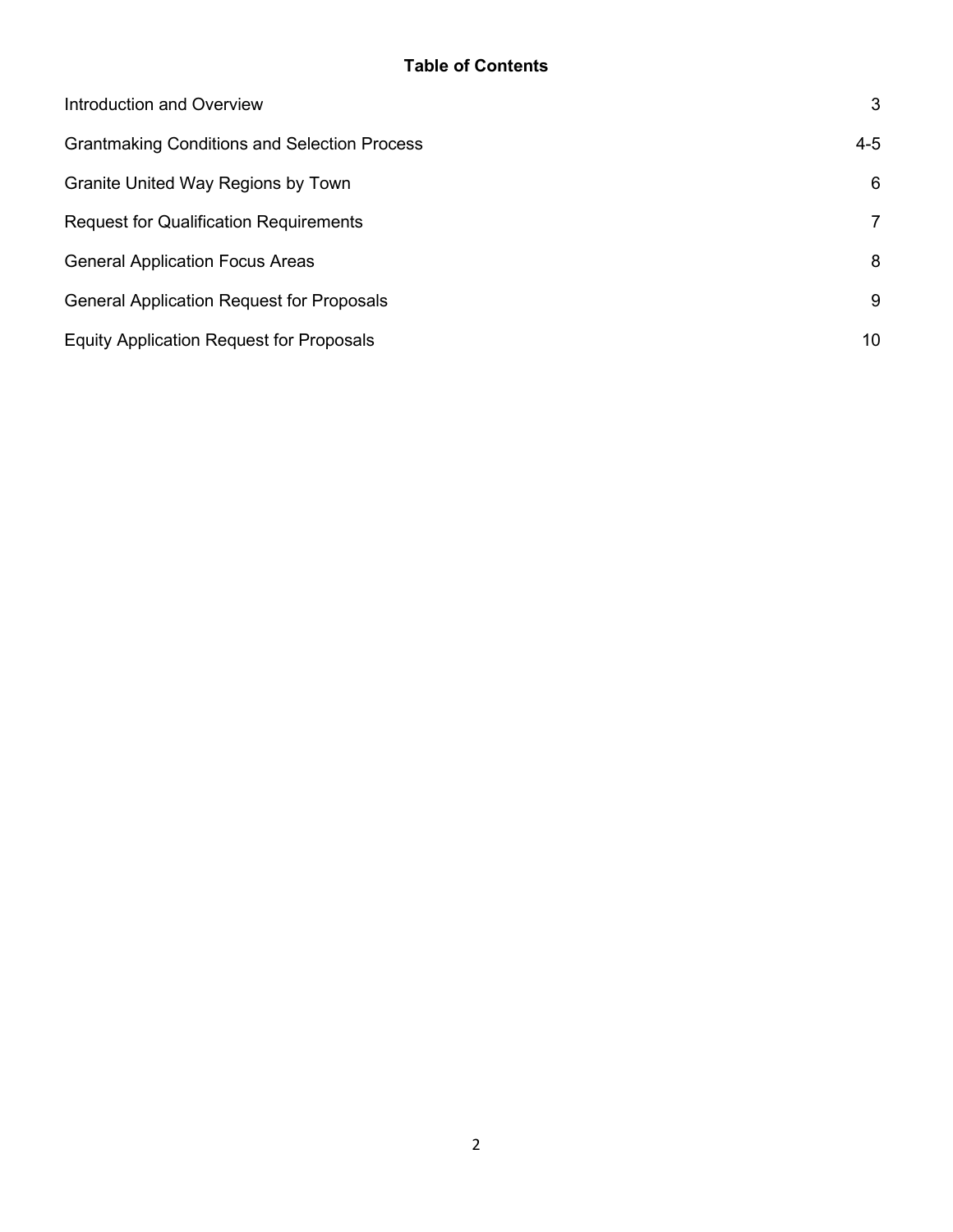**Table of Contents**

| | |
|---|---|
| Introduction and Overview | 3 |
| Grantmaking Conditions and Selection Process | 4-5 |
| Granite United Way Regions by Town | 6 |
| Request for Qualification Requirements | 7 |
| General Application Focus Areas | 8 |
| General Application Request for Proposals | 9 |
| Equity Application Request for Proposals | 10 |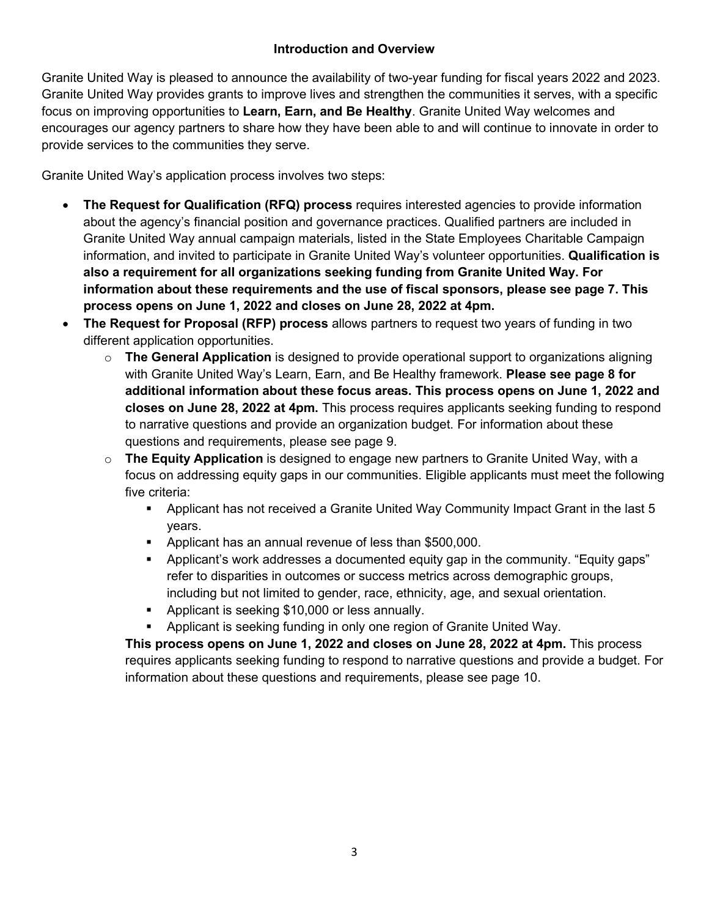## Introduction and Overview

Granite United Way is pleased to announce the availability of two-year funding for fiscal years 2022 and 2023. Granite United Way provides grants to improve lives and strengthen the communities it serves, with a specific focus on improving opportunities to **Learn, Earn, and Be Healthy**. Granite United Way welcomes and encourages our agency partners to share how they have been able to and will continue to innovate in order to provide services to the communities they serve.

Granite United Way's application process involves two steps:

- **The Request for Qualification (RFQ) process** requires interested agencies to provide information about the agency's financial position and governance practices. Qualified partners are included in Granite United Way annual campaign materials, listed in the State Employees Charitable Campaign information, and invited to participate in Granite United Way's volunteer opportunities. **Qualification is also a requirement for all organizations seeking funding from Granite United Way. For information about these requirements and the use of fiscal sponsors, please see page 7. This process opens on June 1, 2022 and closes on June 28, 2022 at 4pm.**
- **The Request for Proposal (RFP) process** allows partners to request two years of funding in two different application opportunities.
  - **The General Application** is designed to provide operational support to organizations aligning with Granite United Way's Learn, Earn, and Be Healthy framework. **Please see page 8 for additional information about these focus areas. This process opens on June 1, 2022 and closes on June 28, 2022 at 4pm.** This process requires applicants seeking funding to respond to narrative questions and provide an organization budget. For information about these questions and requirements, please see page 9.
  - **The Equity Application** is designed to engage new partners to Granite United Way, with a focus on addressing equity gaps in our communities. Eligible applicants must meet the following five criteria:
    - Applicant has not received a Granite United Way Community Impact Grant in the last 5 years.
    - Applicant has an annual revenue of less than $500,000.
    - Applicant's work addresses a documented equity gap in the community. "Equity gaps" refer to disparities in outcomes or success metrics across demographic groups, including but not limited to gender, race, ethnicity, age, and sexual orientation.
    - Applicant is seeking $10,000 or less annually.
    - Applicant is seeking funding in only one region of Granite United Way.

    **This process opens on June 1, 2022 and closes on June 28, 2022 at 4pm.** This process requires applicants seeking funding to respond to narrative questions and provide a budget. For information about these questions and requirements, please see page 10.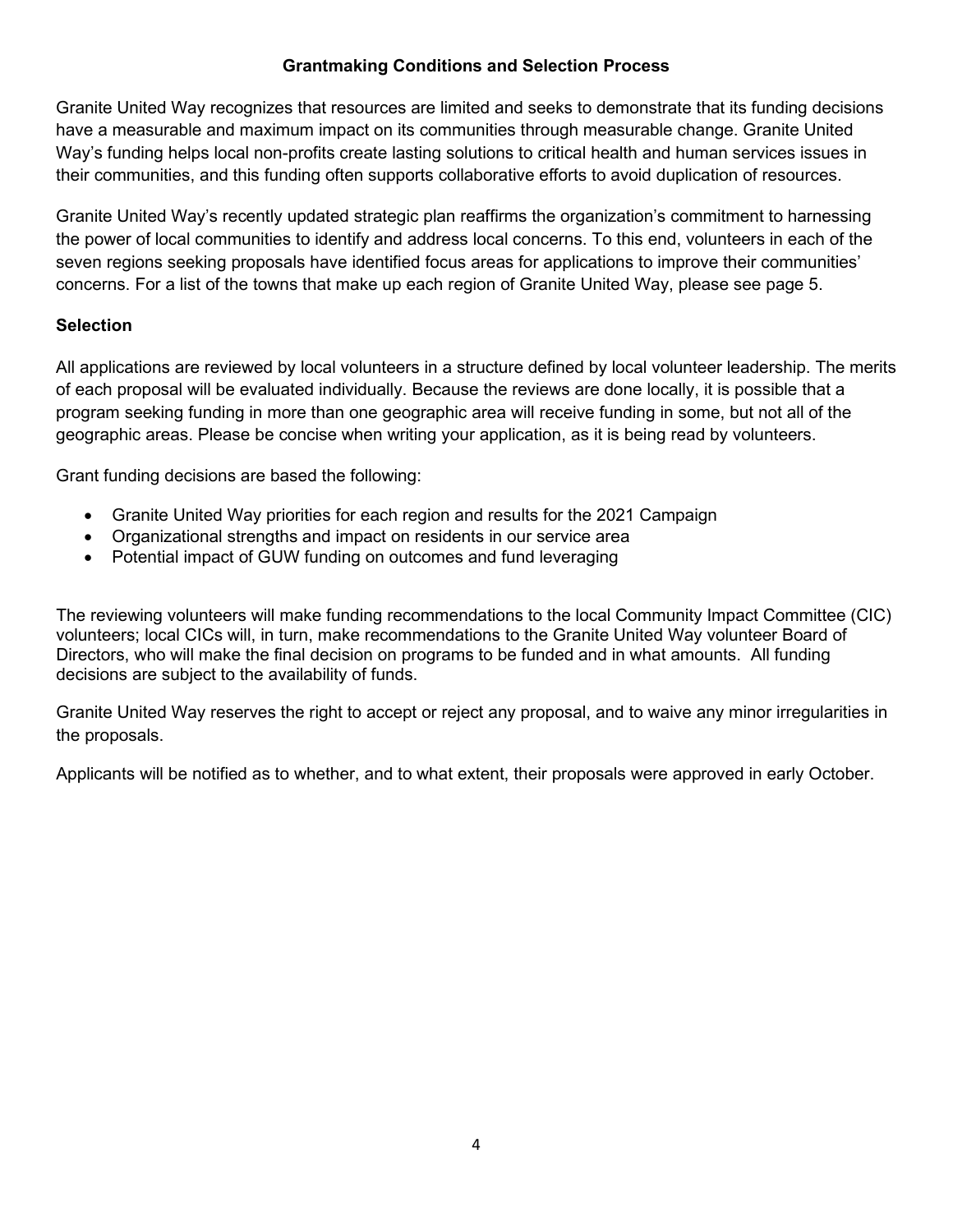## Grantmaking Conditions and Selection Process

Granite United Way recognizes that resources are limited and seeks to demonstrate that its funding decisions have a measurable and maximum impact on its communities through measurable change. Granite United Way's funding helps local non-profits create lasting solutions to critical health and human services issues in their communities, and this funding often supports collaborative efforts to avoid duplication of resources.

Granite United Way's recently updated strategic plan reaffirms the organization's commitment to harnessing the power of local communities to identify and address local concerns. To this end, volunteers in each of the seven regions seeking proposals have identified focus areas for applications to improve their communities' concerns. For a list of the towns that make up each region of Granite United Way, please see page 5.

### Selection

All applications are reviewed by local volunteers in a structure defined by local volunteer leadership. The merits of each proposal will be evaluated individually. Because the reviews are done locally, it is possible that a program seeking funding in more than one geographic area will receive funding in some, but not all of the geographic areas. Please be concise when writing your application, as it is being read by volunteers.

Grant funding decisions are based the following:

- Granite United Way priorities for each region and results for the 2021 Campaign
- Organizational strengths and impact on residents in our service area
- Potential impact of GUW funding on outcomes and fund leveraging

The reviewing volunteers will make funding recommendations to the local Community Impact Committee (CIC) volunteers; local CICs will, in turn, make recommendations to the Granite United Way volunteer Board of Directors, who will make the final decision on programs to be funded and in what amounts. All funding decisions are subject to the availability of funds.

Granite United Way reserves the right to accept or reject any proposal, and to waive any minor irregularities in the proposals.

Applicants will be notified as to whether, and to what extent, their proposals were approved in early October.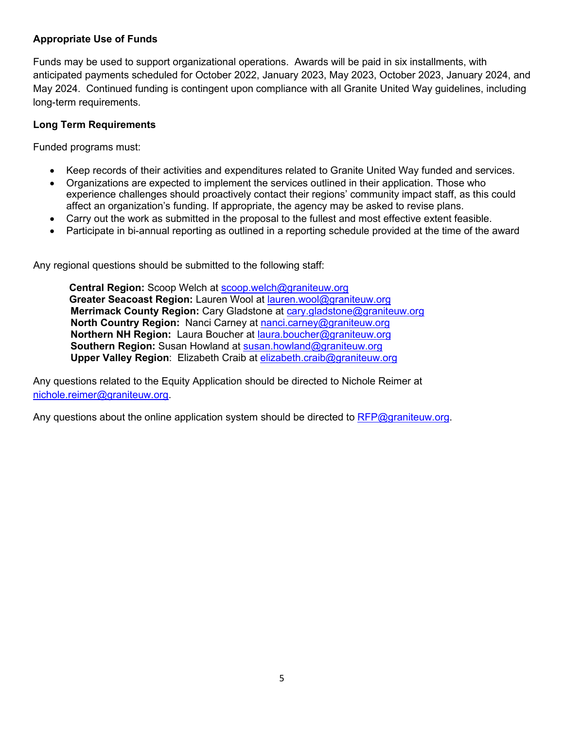**Appropriate Use of Funds**

Funds may be used to support organizational operations. Awards will be paid in six installments, with anticipated payments scheduled for October 2022, January 2023, May 2023, October 2023, January 2024, and May 2024. Continued funding is contingent upon compliance with all Granite United Way guidelines, including long-term requirements.

**Long Term Requirements**

Funded programs must:

- Keep records of their activities and expenditures related to Granite United Way funded and services.
- Organizations are expected to implement the services outlined in their application. Those who experience challenges should proactively contact their regions' community impact staff, as this could affect an organization's funding. If appropriate, the agency may be asked to revise plans.
- Carry out the work as submitted in the proposal to the fullest and most effective extent feasible.
- Participate in bi-annual reporting as outlined in a reporting schedule provided at the time of the award

Any regional questions should be submitted to the following staff:

**Central Region:** Scoop Welch at scoop.welch@graniteuw.org
**Greater Seacoast Region:** Lauren Wool at lauren.wool@graniteuw.org
**Merrimack County Region:** Cary Gladstone at cary.gladstone@graniteuw.org
**North Country Region:** Nanci Carney at nanci.carney@graniteuw.org
**Northern NH Region:** Laura Boucher at laura.boucher@graniteuw.org
**Southern Region:** Susan Howland at susan.howland@graniteuw.org
**Upper Valley Region**: Elizabeth Craib at elizabeth.craib@graniteuw.org

Any questions related to the Equity Application should be directed to Nichole Reimer at nichole.reimer@graniteuw.org.

Any questions about the online application system should be directed to RFP@graniteuw.org.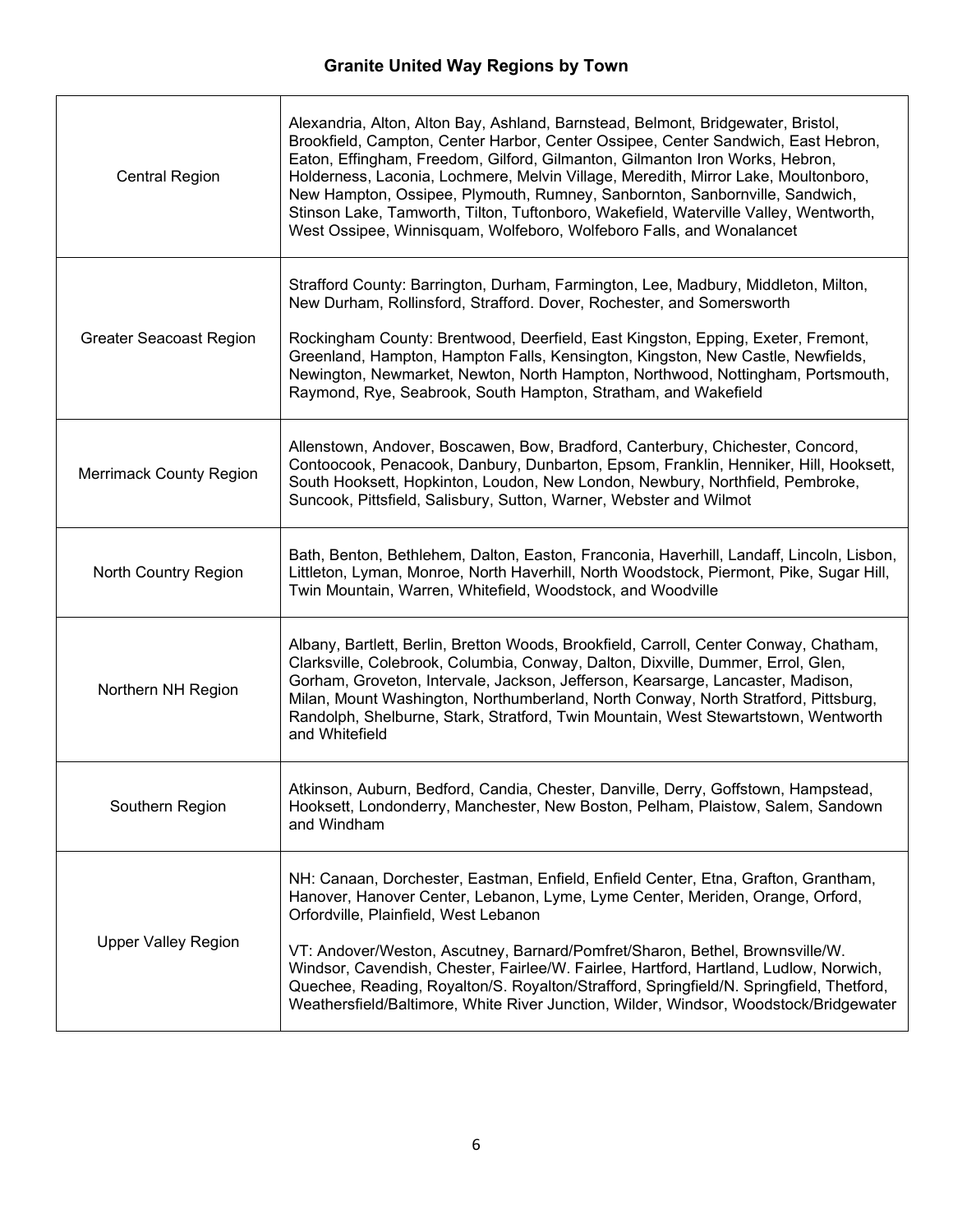## Granite United Way Regions by Town

| Region | Towns |
|---|---|
| Central Region | Alexandria, Alton, Alton Bay, Ashland, Barnstead, Belmont, Bridgewater, Bristol, Brookfield, Campton, Center Harbor, Center Ossipee, Center Sandwich, East Hebron, Eaton, Effingham, Freedom, Gilford, Gilmanton, Gilmanton Iron Works, Hebron, Holderness, Laconia, Lochmere, Melvin Village, Meredith, Mirror Lake, Moultonboro, New Hampton, Ossipee, Plymouth, Rumney, Sanbornton, Sanbornville, Sandwich, Stinson Lake, Tamworth, Tilton, Tuftonboro, Wakefield, Waterville Valley, Wentworth, West Ossipee, Winnisquam, Wolfeboro, Wolfeboro Falls, and Wonalancet |
| Greater Seacoast Region | Strafford County: Barrington, Durham, Farmington, Lee, Madbury, Middleton, Milton, New Durham, Rollinsford, Strafford. Dover, Rochester, and Somersworth<br><br>Rockingham County: Brentwood, Deerfield, East Kingston, Epping, Exeter, Fremont, Greenland, Hampton, Hampton Falls, Kensington, Kingston, New Castle, Newfields, Newington, Newmarket, Newton, North Hampton, Northwood, Nottingham, Portsmouth, Raymond, Rye, Seabrook, South Hampton, Stratham, and Wakefield |
| Merrimack County Region | Allenstown, Andover, Boscawen, Bow, Bradford, Canterbury, Chichester, Concord, Contoocook, Penacook, Danbury, Dunbarton, Epsom, Franklin, Henniker, Hill, Hooksett, South Hooksett, Hopkinton, Loudon, New London, Newbury, Northfield, Pembroke, Suncook, Pittsfield, Salisbury, Sutton, Warner, Webster and Wilmot |
| North Country Region | Bath, Benton, Bethlehem, Dalton, Easton, Franconia, Haverhill, Landaff, Lincoln, Lisbon, Littleton, Lyman, Monroe, North Haverhill, North Woodstock, Piermont, Pike, Sugar Hill, Twin Mountain, Warren, Whitefield, Woodstock, and Woodville |
| Northern NH Region | Albany, Bartlett, Berlin, Bretton Woods, Brookfield, Carroll, Center Conway, Chatham, Clarksville, Colebrook, Columbia, Conway, Dalton, Dixville, Dummer, Errol, Glen, Gorham, Groveton, Intervale, Jackson, Jefferson, Kearsarge, Lancaster, Madison, Milan, Mount Washington, Northumberland, North Conway, North Stratford, Pittsburg, Randolph, Shelburne, Stark, Stratford, Twin Mountain, West Stewartstown, Wentworth and Whitefield |
| Southern Region | Atkinson, Auburn, Bedford, Candia, Chester, Danville, Derry, Goffstown, Hampstead, Hooksett, Londonderry, Manchester, New Boston, Pelham, Plaistow, Salem, Sandown and Windham |
| Upper Valley Region | NH: Canaan, Dorchester, Eastman, Enfield, Enfield Center, Etna, Grafton, Grantham, Hanover, Hanover Center, Lebanon, Lyme, Lyme Center, Meriden, Orange, Orford, Orfordville, Plainfield, West Lebanon<br><br>VT: Andover/Weston, Ascutney, Barnard/Pomfret/Sharon, Bethel, Brownsville/W. Windsor, Cavendish, Chester, Fairlee/W. Fairlee, Hartford, Hartland, Ludlow, Norwich, Quechee, Reading, Royalton/S. Royalton/Strafford, Springfield/N. Springfield, Thetford, Weathersfield/Baltimore, White River Junction, Wilder, Windsor, Woodstock/Bridgewater |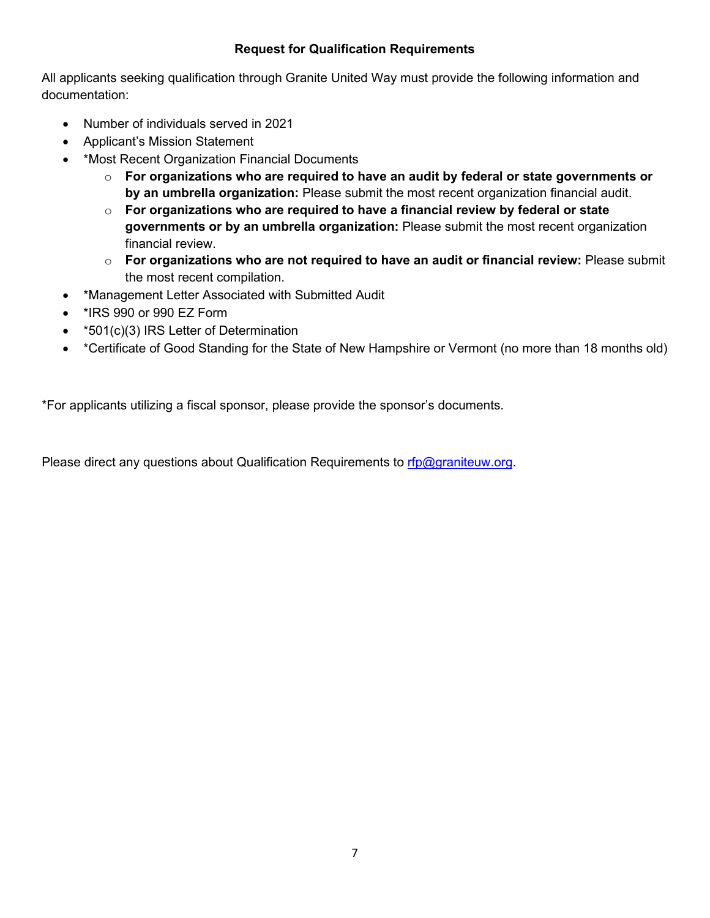## Request for Qualification Requirements

All applicants seeking qualification through Granite United Way must provide the following information and documentation:

- Number of individuals served in 2021
- Applicant's Mission Statement
- *Most Recent Organization Financial Documents
    - **For organizations who are required to have an audit by federal or state governments or by an umbrella organization:** Please submit the most recent organization financial audit.
    - **For organizations who are required to have a financial review by federal or state governments or by an umbrella organization:** Please submit the most recent organization financial review.
    - **For organizations who are not required to have an audit or financial review:** Please submit the most recent compilation.
- *Management Letter Associated with Submitted Audit
- *IRS 990 or 990 EZ Form
- *501(c)(3) IRS Letter of Determination
- *Certificate of Good Standing for the State of New Hampshire or Vermont (no more than 18 months old)

*For applicants utilizing a fiscal sponsor, please provide the sponsor's documents.

Please direct any questions about Qualification Requirements to rfp@graniteuw.org.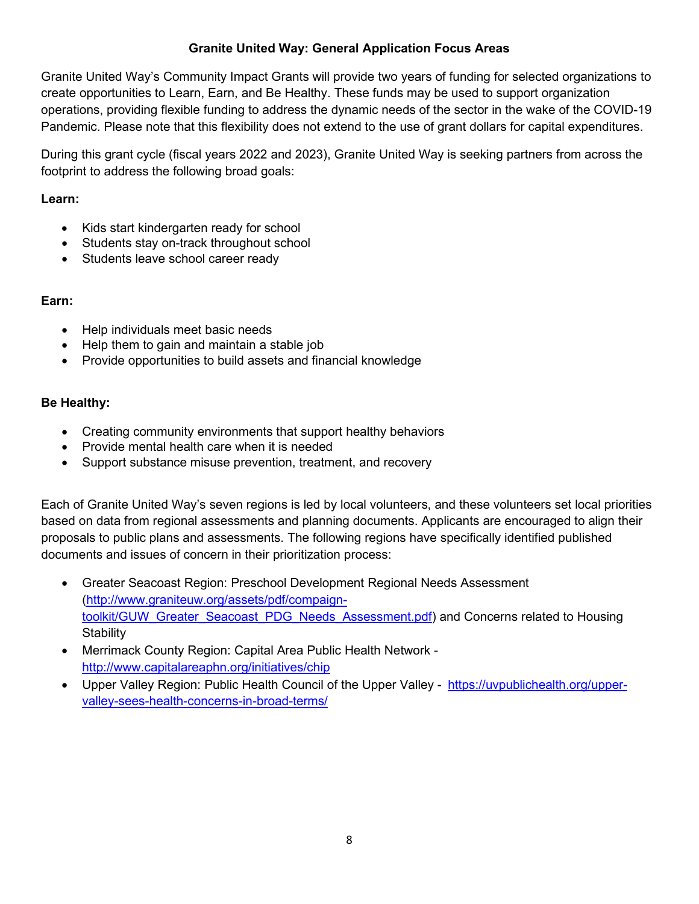# Granite United Way: General Application Focus Areas

Granite United Way's Community Impact Grants will provide two years of funding for selected organizations to create opportunities to Learn, Earn, and Be Healthy. These funds may be used to support organization operations, providing flexible funding to address the dynamic needs of the sector in the wake of the COVID-19 Pandemic. Please note that this flexibility does not extend to the use of grant dollars for capital expenditures.

During this grant cycle (fiscal years 2022 and 2023), Granite United Way is seeking partners from across the footprint to address the following broad goals:

**Learn:**

- Kids start kindergarten ready for school
- Students stay on-track throughout school
- Students leave school career ready

**Earn:**

- Help individuals meet basic needs
- Help them to gain and maintain a stable job
- Provide opportunities to build assets and financial knowledge

**Be Healthy:**

- Creating community environments that support healthy behaviors
- Provide mental health care when it is needed
- Support substance misuse prevention, treatment, and recovery

Each of Granite United Way's seven regions is led by local volunteers, and these volunteers set local priorities based on data from regional assessments and planning documents. Applicants are encouraged to align their proposals to public plans and assessments. The following regions have specifically identified published documents and issues of concern in their prioritization process:

- Greater Seacoast Region: Preschool Development Regional Needs Assessment (http://www.graniteuw.org/assets/pdf/compaign-toolkit/GUW_Greater_Seacoast_PDG_Needs_Assessment.pdf) and Concerns related to Housing Stability
- Merrimack County Region: Capital Area Public Health Network - http://www.capitalareaphn.org/initiatives/chip
- Upper Valley Region: Public Health Council of the Upper Valley - https://uvpublichealth.org/upper-valley-sees-health-concerns-in-broad-terms/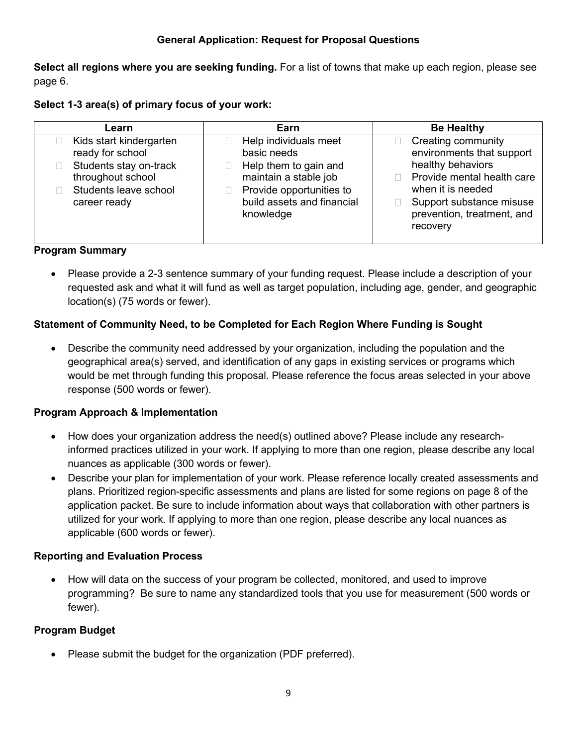## General Application: Request for Proposal Questions

**Select all regions where you are seeking funding.** For a list of towns that make up each region, please see page 6.

**Select 1-3 area(s) of primary focus of your work:**

| Learn | Earn | Be Healthy |
| --- | --- | --- |
| ☐ Kids start kindergarten ready for school<br>☐ Students stay on-track throughout school<br>☐ Students leave school career ready | ☐ Help individuals meet basic needs<br>☐ Help them to gain and maintain a stable job<br>☐ Provide opportunities to build assets and financial knowledge | ☐ Creating community environments that support healthy behaviors<br>☐ Provide mental health care when it is needed<br>☐ Support substance misuse prevention, treatment, and recovery |

### Program Summary

- Please provide a 2-3 sentence summary of your funding request. Please include a description of your requested ask and what it will fund as well as target population, including age, gender, and geographic location(s) (75 words or fewer).

### Statement of Community Need, to be Completed for Each Region Where Funding is Sought

- Describe the community need addressed by your organization, including the population and the geographical area(s) served, and identification of any gaps in existing services or programs which would be met through funding this proposal. Please reference the focus areas selected in your above response (500 words or fewer).

### Program Approach & Implementation

- How does your organization address the need(s) outlined above? Please include any research-informed practices utilized in your work. If applying to more than one region, please describe any local nuances as applicable (300 words or fewer).
- Describe your plan for implementation of your work. Please reference locally created assessments and plans. Prioritized region-specific assessments and plans are listed for some regions on page 8 of the application packet. Be sure to include information about ways that collaboration with other partners is utilized for your work. If applying to more than one region, please describe any local nuances as applicable (600 words or fewer).

### Reporting and Evaluation Process

- How will data on the success of your program be collected, monitored, and used to improve programming? Be sure to name any standardized tools that you use for measurement (500 words or fewer).

### Program Budget

- Please submit the budget for the organization (PDF preferred).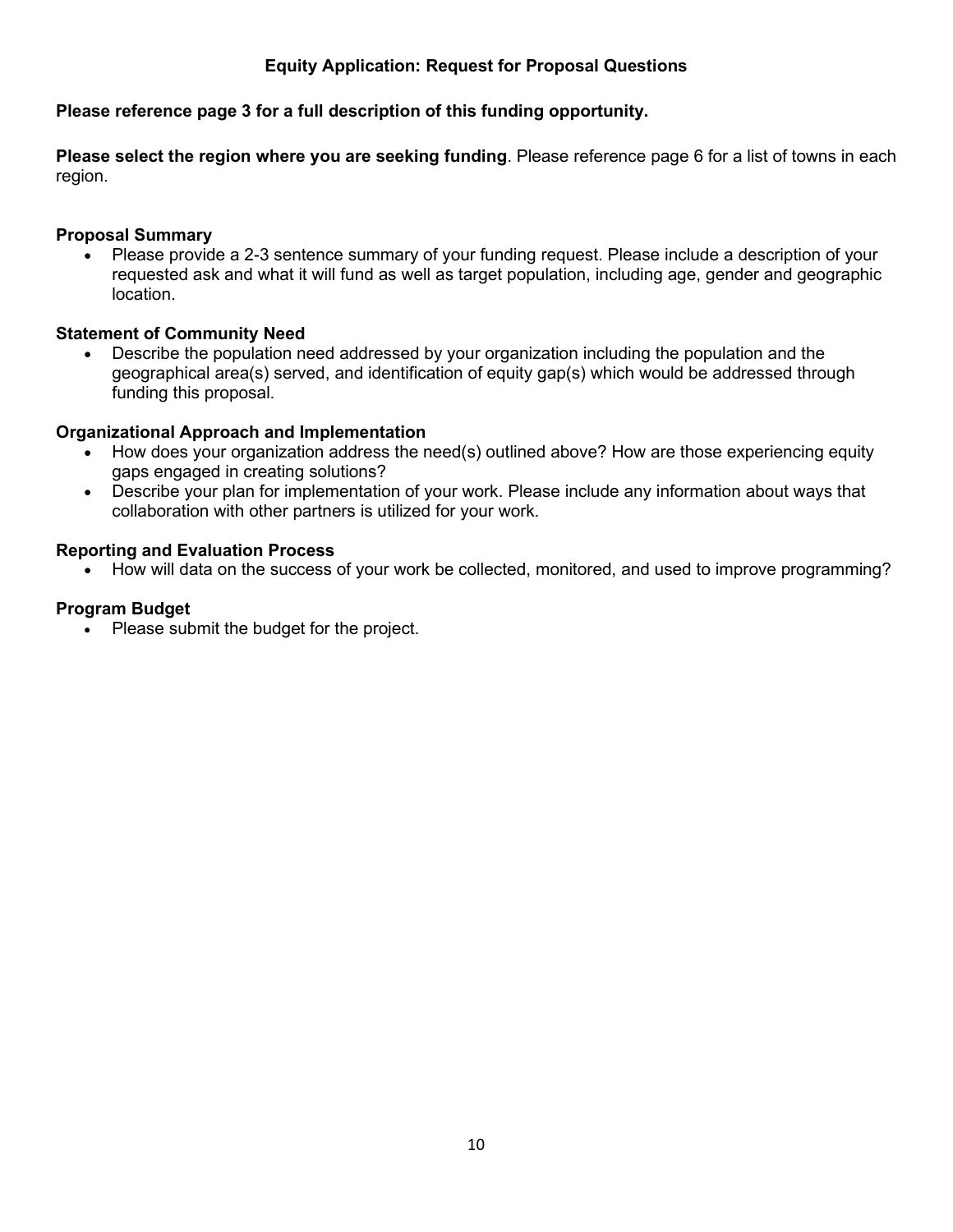## Equity Application: Request for Proposal Questions

**Please reference page 3 for a full description of this funding opportunity.**

**Please select the region where you are seeking funding**. Please reference page 6 for a list of towns in each region.

### Proposal Summary

- Please provide a 2-3 sentence summary of your funding request. Please include a description of your requested ask and what it will fund as well as target population, including age, gender and geographic location.

### Statement of Community Need

- Describe the population need addressed by your organization including the population and the geographical area(s) served, and identification of equity gap(s) which would be addressed through funding this proposal.

### Organizational Approach and Implementation

- How does your organization address the need(s) outlined above? How are those experiencing equity gaps engaged in creating solutions?
- Describe your plan for implementation of your work. Please include any information about ways that collaboration with other partners is utilized for your work.

### Reporting and Evaluation Process

- How will data on the success of your work be collected, monitored, and used to improve programming?

### Program Budget

- Please submit the budget for the project.